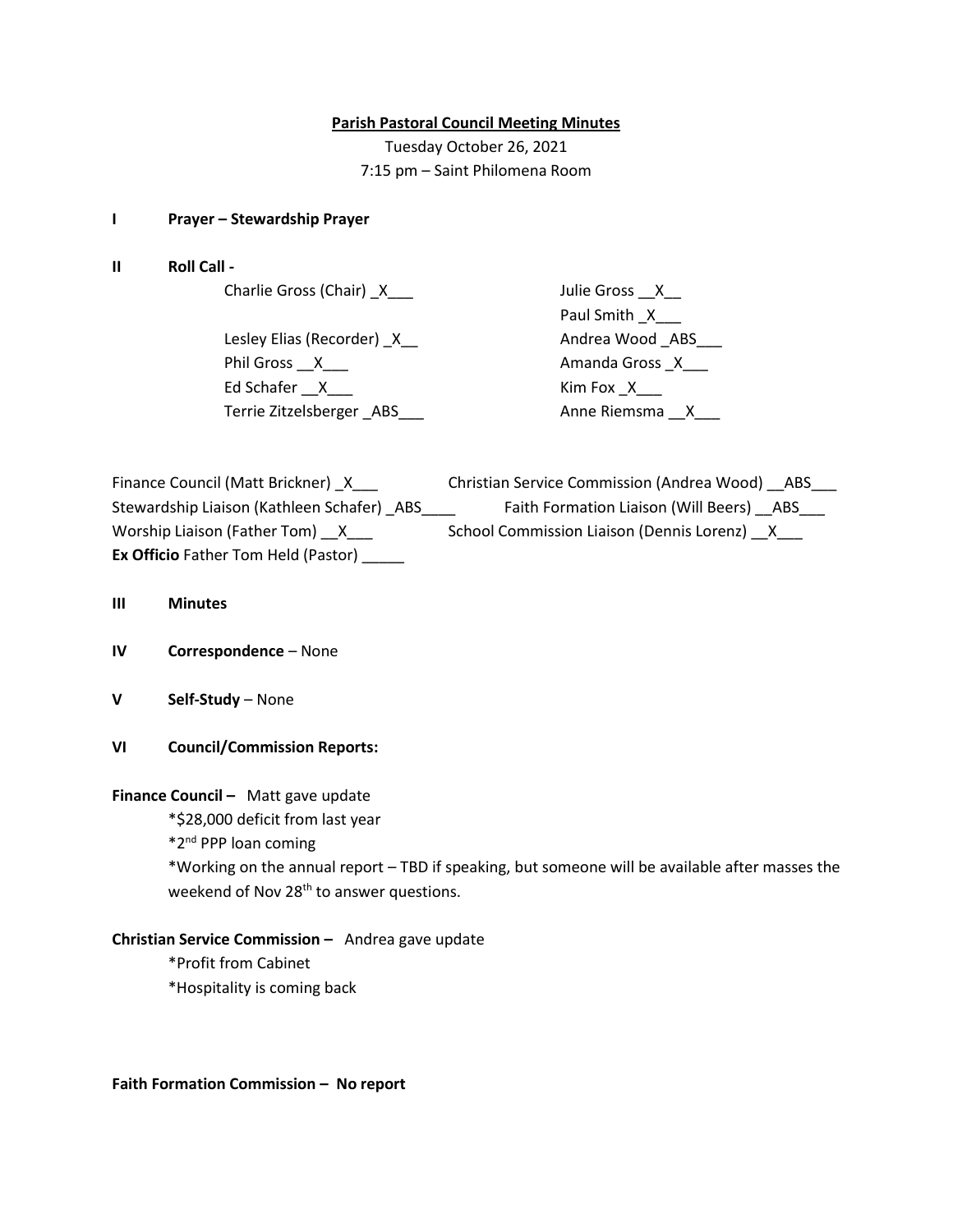**Parish Pastoral Council Meeting Minutes**

Tuesday October 26, 2021

7:15 pm – Saint Philomena Room

**I Prayer – Stewardship Prayer**

**II Roll Call -**

Charlie Gross (Chair) _X___

Lesley Elias (Recorder) _X__

Phil Gross __X___

Ed Schafer __X___

Terrie Zitzelsberger _ABS___

Julie Gross __X__

Paul Smith _X___

Andrea Wood _ABS___

Amanda Gross _X___

Kim Fox _X___

Anne Riemsma __X___

Finance Council (Matt Brickner) _X___

Christian Service Commission (Andrea Wood) __ABS___

Stewardship Liaison (Kathleen Schafer) _ABS____

Faith Formation Liaison (Will Beers) __ABS___

Worship Liaison (Father Tom) __X___

School Commission Liaison (Dennis Lorenz) __X___

**Ex Officio** Father Tom Held (Pastor) _____

**III Minutes**

**IV Correspondence** – None

**V Self-Study** – None

**VI Council/Commission Reports:**

**Finance Council –** Matt gave update

*$28,000 deficit from last year

*2nd PPP loan coming

*Working on the annual report – TBD if speaking, but someone will be available after masses the weekend of Nov 28th to answer questions.

**Christian Service Commission –** Andrea gave update

*Profit from Cabinet

*Hospitality is coming back

**Faith Formation Commission – No report**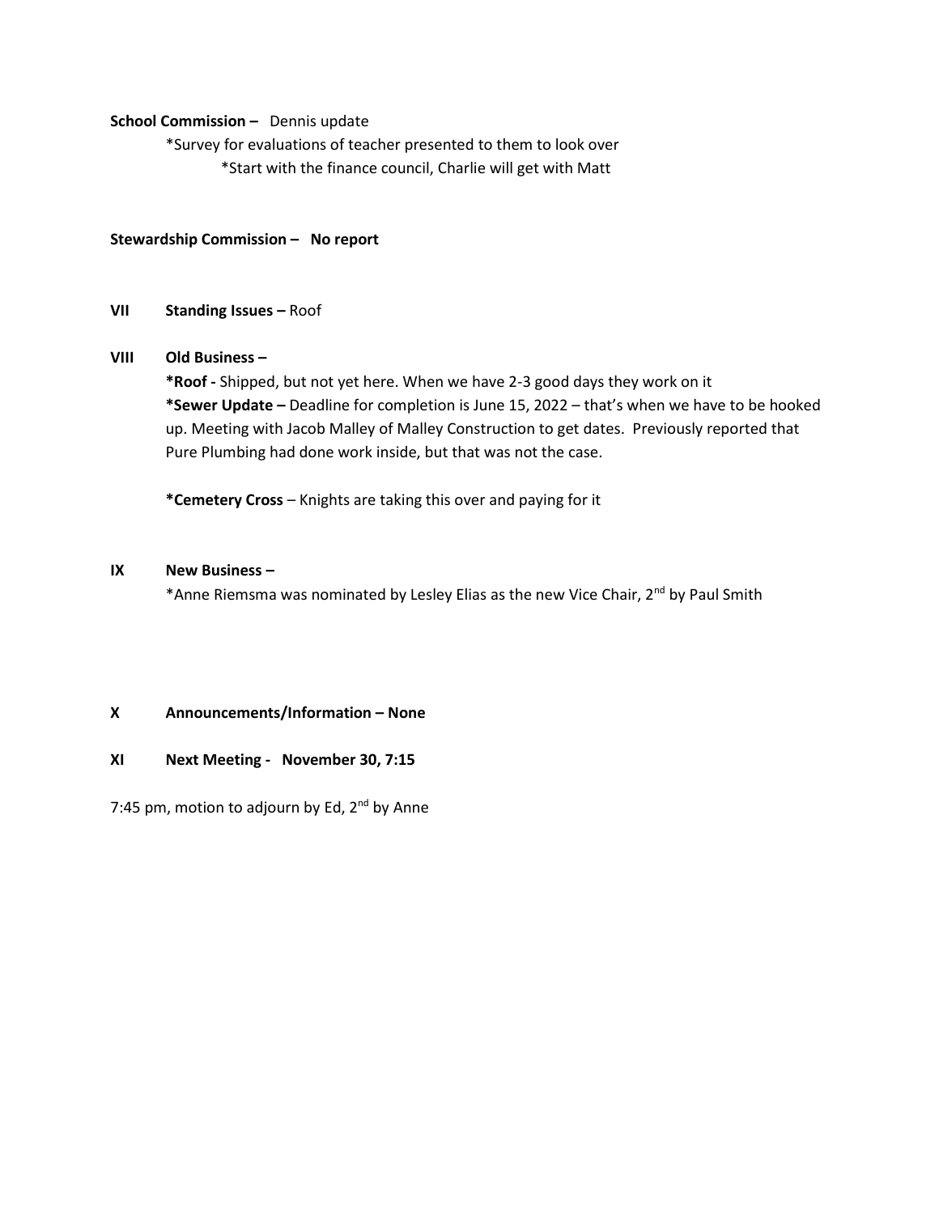**School Commission –** Dennis update

*Survey for evaluations of teacher presented to them to look over

*Start with the finance council, Charlie will get with Matt

**Stewardship Commission – No report**

**VII Standing Issues –** Roof

**VIII Old Business –**

**\*Roof -** Shipped, but not yet here. When we have 2-3 good days they work on it

**\*Sewer Update –** Deadline for completion is June 15, 2022 – that's when we have to be hooked up. Meeting with Jacob Malley of Malley Construction to get dates. Previously reported that Pure Plumbing had done work inside, but that was not the case.

**\*Cemetery Cross** – Knights are taking this over and paying for it

**IX New Business –**

*Anne Riemsma was nominated by Lesley Elias as the new Vice Chair, 2nd by Paul Smith

**X Announcements/Information – None**

**XI Next Meeting - November 30, 7:15**

7:45 pm, motion to adjourn by Ed, 2nd by Anne